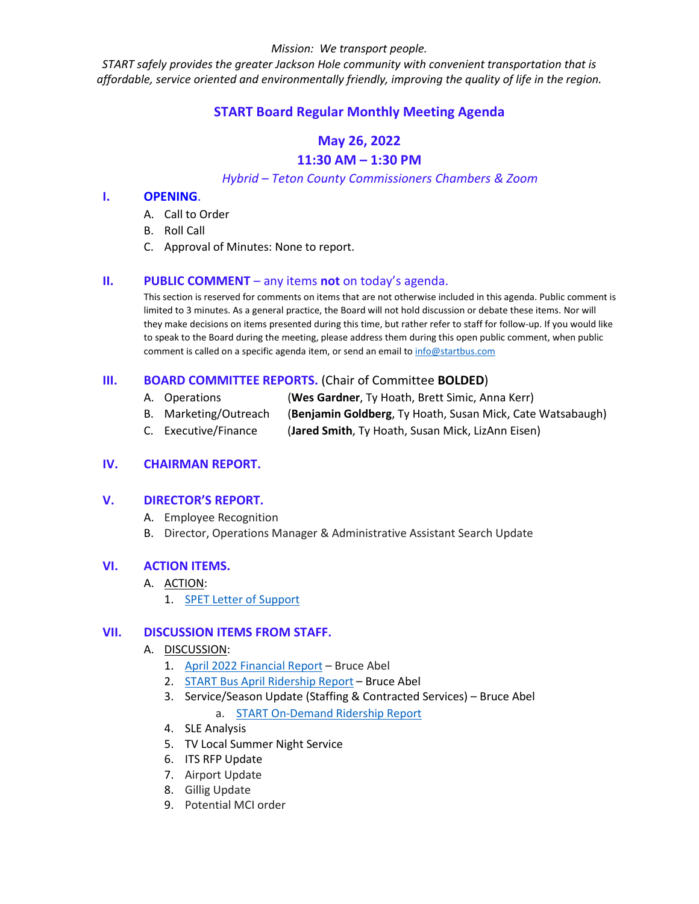*Mission: We transport people.*

*START safely provides the greater Jackson Hole community with convenient transportation that is affordable, service oriented and environmentally friendly, improving the quality of life in the region.*

# START Board Regular Monthly Meeting Agenda

## May 26, 2022

## 11:30 AM – 1:30 PM

*Hybrid – Teton County Commissioners Chambers & Zoom*

## I. OPENING.

A. Call to Order
B. Roll Call
C. Approval of Minutes: None to report.

## II. PUBLIC COMMENT – any items **not** on today's agenda.

This section is reserved for comments on items that are not otherwise included in this agenda. Public comment is limited to 3 minutes. As a general practice, the Board will not hold discussion or debate these items. Nor will they make decisions on items presented during this time, but rather refer to staff for follow-up. If you would like to speak to the Board during the meeting, please address them during this open public comment, when public comment is called on a specific agenda item, or send an email to info@startbus.com

## III. BOARD COMMITTEE REPORTS. (Chair of Committee **BOLDED**)

A. Operations (**Wes Gardner**, Ty Hoath, Brett Simic, Anna Kerr)
B. Marketing/Outreach (**Benjamin Goldberg**, Ty Hoath, Susan Mick, Cate Watsabaugh)
C. Executive/Finance (**Jared Smith**, Ty Hoath, Susan Mick, LizAnn Eisen)

## IV. CHAIRMAN REPORT.

## V. DIRECTOR'S REPORT.

A. Employee Recognition
B. Director, Operations Manager & Administrative Assistant Search Update

## VI. ACTION ITEMS.

A. ACTION:
   1. SPET Letter of Support

## VII. DISCUSSION ITEMS FROM STAFF.

A. DISCUSSION:
   1. April 2022 Financial Report – Bruce Abel
   2. START Bus April Ridership Report – Bruce Abel
   3. Service/Season Update (Staffing & Contracted Services) – Bruce Abel
      a. START On-Demand Ridership Report
   4. SLE Analysis
   5. TV Local Summer Night Service
   6. ITS RFP Update
   7. Airport Update
   8. Gillig Update
   9. Potential MCI order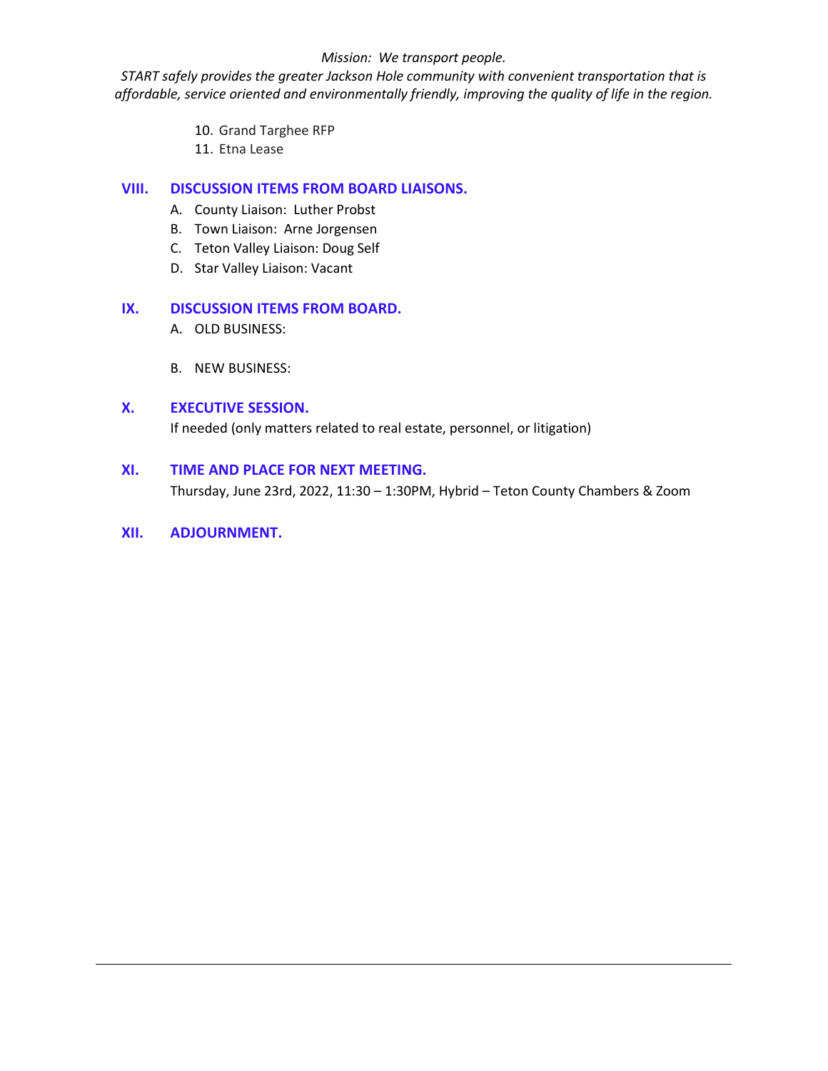*Mission: We transport people.*
*START safely provides the greater Jackson Hole community with convenient transportation that is affordable, service oriented and environmentally friendly, improving the quality of life in the region.*

10. Grand Targhee RFP
11. Etna Lease

## VIII. DISCUSSION ITEMS FROM BOARD LIAISONS.

A. County Liaison: Luther Probst
B. Town Liaison: Arne Jorgensen
C. Teton Valley Liaison: Doug Self
D. Star Valley Liaison: Vacant

## IX. DISCUSSION ITEMS FROM BOARD.

A. OLD BUSINESS:

B. NEW BUSINESS:

## X. EXECUTIVE SESSION.

If needed (only matters related to real estate, personnel, or litigation)

## XI. TIME AND PLACE FOR NEXT MEETING.

Thursday, June 23rd, 2022, 11:30 – 1:30PM, Hybrid – Teton County Chambers & Zoom

## XII. ADJOURNMENT.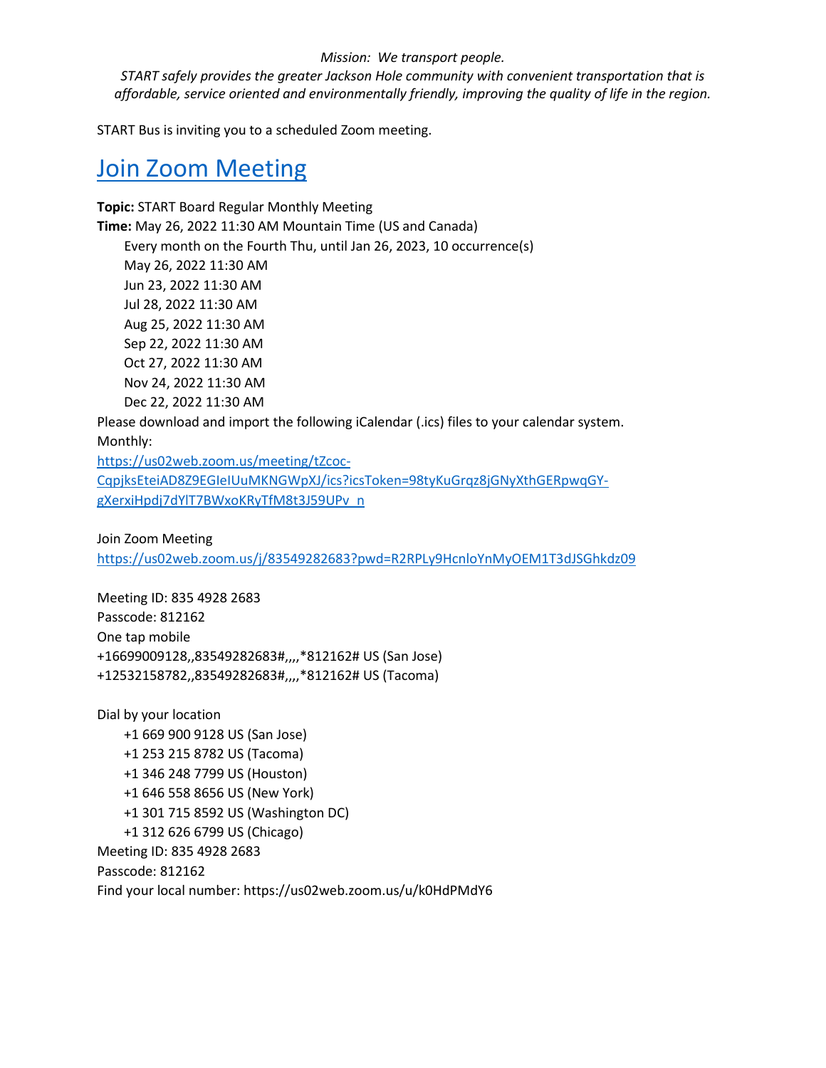*Mission: We transport people.*
*START safely provides the greater Jackson Hole community with convenient transportation that is affordable, service oriented and environmentally friendly, improving the quality of life in the region.*

START Bus is inviting you to a scheduled Zoom meeting.

# Join Zoom Meeting

**Topic:** START Board Regular Monthly Meeting
**Time:** May 26, 2022 11:30 AM Mountain Time (US and Canada)
Every month on the Fourth Thu, until Jan 26, 2023, 10 occurrence(s)
May 26, 2022 11:30 AM
Jun 23, 2022 11:30 AM
Jul 28, 2022 11:30 AM
Aug 25, 2022 11:30 AM
Sep 22, 2022 11:30 AM
Oct 27, 2022 11:30 AM
Nov 24, 2022 11:30 AM
Dec 22, 2022 11:30 AM
Please download and import the following iCalendar (.ics) files to your calendar system.
Monthly:
https://us02web.zoom.us/meeting/tZcoc-CqpjksEteiAD8Z9EGIeIUuMKNGWpXJ/ics?icsToken=98tyKuGrqz8jGNyXthGERpwqGY-gXerxiHpdj7dYlT7BWxoKRyTfM8t3J59UPv_n

Join Zoom Meeting
https://us02web.zoom.us/j/83549282683?pwd=R2RPLy9HcnloYnMyOEM1T3dJSGhkdz09

Meeting ID: 835 4928 2683
Passcode: 812162
One tap mobile
+16699009128,,83549282683#,,,,*812162# US (San Jose)
+12532158782,,83549282683#,,,,*812162# US (Tacoma)

Dial by your location
+1 669 900 9128 US (San Jose)
+1 253 215 8782 US (Tacoma)
+1 346 248 7799 US (Houston)
+1 646 558 8656 US (New York)
+1 301 715 8592 US (Washington DC)
+1 312 626 6799 US (Chicago)
Meeting ID: 835 4928 2683
Passcode: 812162
Find your local number: https://us02web.zoom.us/u/k0HdPMdY6